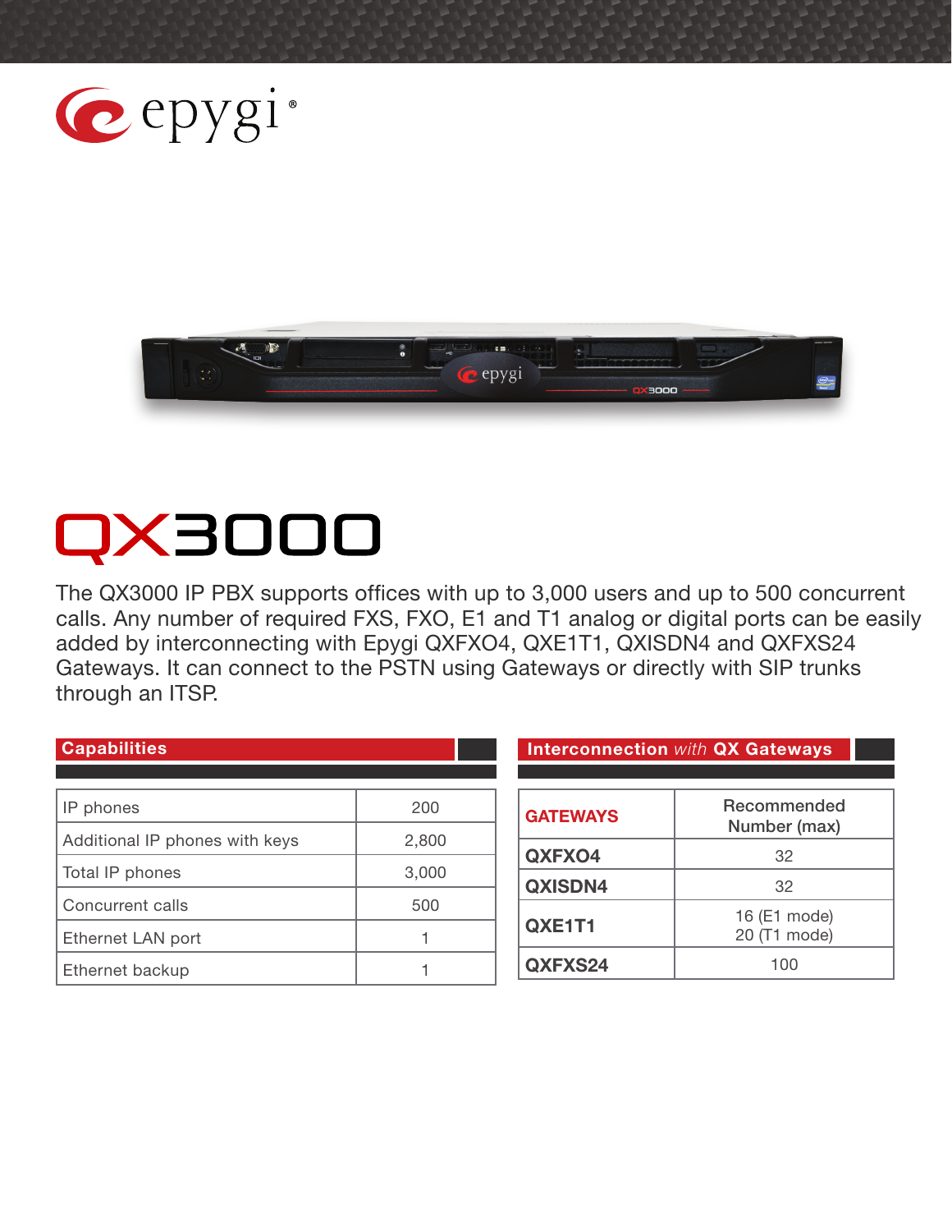# QX3000

The QX3000 IP PBX supports offices with up to 3,000 users and up to 500 concurrent calls. Any number of required FXS, FXO, E1 and T1 analog or digital ports can be easily added by interconnecting with Epygi QXFXO4, QXE1T1, QXISDN4 and QXFXS24 Gateways. It can connect to the PSTN using Gateways or directly with SIP trunks through an ITSP.

## Capabilities

| | |
|---|---|
| IP phones | 200 |
| Additional IP phones with keys | 2,800 |
| Total IP phones | 3,000 |
| Concurrent calls | 500 |
| Ethernet LAN port | 1 |
| Ethernet backup | 1 |

## Interconnection *with* QX Gateways

| GATEWAYS | Recommended Number (max) |
|---|---|
| **QXFXO4** | 32 |
| **QXISDN4** | 32 |
| **QXE1T1** | 16 (E1 mode)<br>20 (T1 mode) |
| **QXFXS24** | 100 |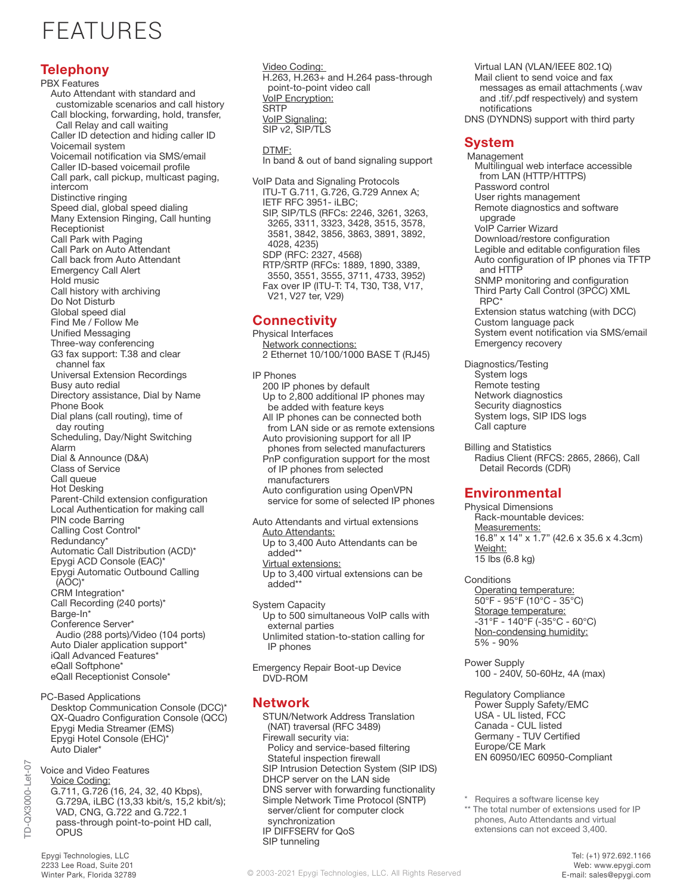# FEATURES

## Telephony

PBX Features

- Auto Attendant with standard and customizable scenarios and call history
- Call blocking, forwarding, hold, transfer, Call Relay and call waiting
- Caller ID detection and hiding caller ID
- Voicemail system
- Voicemail notification via SMS/email
- Caller ID-based voicemail profile
- Call park, call pickup, multicast paging, intercom
- Distinctive ringing
- Speed dial, global speed dialing
- Many Extension Ringing, Call hunting
- Receptionist
- Call Park with Paging
- Call Park on Auto Attendant
- Call back from Auto Attendant
- Emergency Call Alert
- Hold music
- Call history with archiving
- Do Not Disturb
- Global speed dial
- Find Me / Follow Me
- Unified Messaging
- Three-way conferencing
- G3 fax support: T.38 and clear channel fax
- Universal Extension Recordings
- Busy auto redial
- Directory assistance, Dial by Name
- Phone Book
- Dial plans (call routing), time of day routing
- Scheduling, Day/Night Switching
- Alarm
- Dial & Announce (D&A)
- Class of Service
- Call queue
- Hot Desking
- Parent-Child extension configuration
- Local Authentication for making call
- PIN code Barring
- Calling Cost Control*
- Redundancy*
- Automatic Call Distribution (ACD)*
- Epygi ACD Console (EAC)*
- Epygi Automatic Outbound Calling (AOC)*
- CRM Integration*
- Call Recording (240 ports)*
- Barge-In*
- Conference Server* Audio (288 ports)/Video (104 ports)
- Auto Dialer application support*
- iQall Advanced Features*
- eQall Softphone*
- eQall Receptionist Console*

PC-Based Applications

- Desktop Communication Console (DCC)*
- QX-Quadro Configuration Console (QCC)
- Epygi Media Streamer (EMS)
- Epygi Hotel Console (EHC)*
- Auto Dialer*

Voice and Video Features

- Voice Coding: G.711, G.726 (16, 24, 32, 40 Kbps), G.729A, iLBC (13,33 kbit/s, 15,2 kbit/s); VAD, CNG, G.722 and G.722.1 pass-through point-to-point HD call, OPUS
- Video Coding: H.263, H.263+ and H.264 pass-through point-to-point video call
- VoIP Encryption: SRTP
- VoIP Signaling: SIP v2, SIP/TLS
- DTMF: In band & out of band signaling support

VoIP Data and Signaling Protocols

- ITU-T G.711, G.726, G.729 Annex A; IETF RFC 3951- iLBC;
- SIP, SIP/TLS (RFCs: 2246, 3261, 3263, 3265, 3311, 3323, 3428, 3515, 3578, 3581, 3842, 3856, 3863, 3891, 3892, 4028, 4235)
- SDP (RFC: 2327, 4568)
- RTP/SRTP (RFCs: 1889, 1890, 3389, 3550, 3551, 3555, 3711, 4733, 3952)
- Fax over IP (ITU-T: T4, T30, T38, V17, V21, V27 ter, V29)

## Connectivity

Physical Interfaces

- Network connections: 2 Ethernet 10/100/1000 BASE T (RJ45)

IP Phones

- 200 IP phones by default
- Up to 2,800 additional IP phones may be added with feature keys
- All IP phones can be connected both from LAN side or as remote extensions
- Auto provisioning support for all IP phones from selected manufacturers
- PnP configuration support for the most of IP phones from selected manufacturers
- Auto configuration using OpenVPN service for some of selected IP phones

Auto Attendants and virtual extensions

- Auto Attendants: Up to 3,400 Auto Attendants can be added**
- Virtual extensions: Up to 3,400 virtual extensions can be added**

System Capacity

- Up to 500 simultaneous VoIP calls with external parties
- Unlimited station-to-station calling for IP phones

Emergency Repair Boot-up Device

- DVD-ROM

## Network

- STUN/Network Address Translation (NAT) traversal (RFC 3489)
- Firewall security via: Policy and service-based filtering; Stateful inspection firewall
- SIP Intrusion Detection System (SIP IDS)
- DHCP server on the LAN side
- DNS server with forwarding functionality
- Simple Network Time Protocol (SNTP) server/client for computer clock synchronization
- IP DIFFSERV for QoS
- SIP tunneling
- Virtual LAN (VLAN/IEEE 802.1Q)
- Mail client to send voice and fax messages as email attachments (.wav and .tif/.pdf respectively) and system notifications

DNS (DYNDNS) support with third party

## System

Management

- Multilingual web interface accessible from LAN (HTTP/HTTPS)
- Password control
- User rights management
- Remote diagnostics and software upgrade
- VoIP Carrier Wizard
- Download/restore configuration
- Legible and editable configuration files
- Auto configuration of IP phones via TFTP and HTTP
- SNMP monitoring and configuration
- Third Party Call Control (3PCC) XML RPC*
- Extension status watching (with DCC)
- Custom language pack
- System event notification via SMS/email
- Emergency recovery

Diagnostics/Testing

- System logs
- Remote testing
- Network diagnostics
- Security diagnostics
- System logs, SIP IDS logs
- Call capture

Billing and Statistics

- Radius Client (RFCS: 2865, 2866), Call Detail Records (CDR)

## Environmental

Physical Dimensions

- Rack-mountable devices:
- Measurements: 16.8" x 14" x 1.7" (42.6 x 35.6 x 4.3cm)
- Weight: 15 lbs (6.8 kg)

Conditions

- Operating temperature: 50°F - 95°F (10°C - 35°C)
- Storage temperature: -31°F - 140°F (-35°C - 60°C)
- Non-condensing humidity: 5% - 90%

Power Supply

- 100 - 240V, 50-60Hz, 4A (max)

Regulatory Compliance

- Power Supply Safety/EMC
- USA - UL listed, FCC
- Canada - CUL listed
- Germany - TUV Certified
- Europe/CE Mark
- EN 60950/IEC 60950-Compliant

\* Requires a software license key

** The total number of extensions used for IP phones, Auto Attendants and virtual extensions can not exceed 3,400.

TD-QX3000-Let-07

Epygi Technologies, LLC
2233 Lee Road, Suite 201
Winter Park, Florida 32789

© 2003-2021 Epygi Technologies, LLC. All Rights Reserved

Tel: (+1) 972.692.1166
Web: www.epygi.com
E-mail: sales@epygi.com